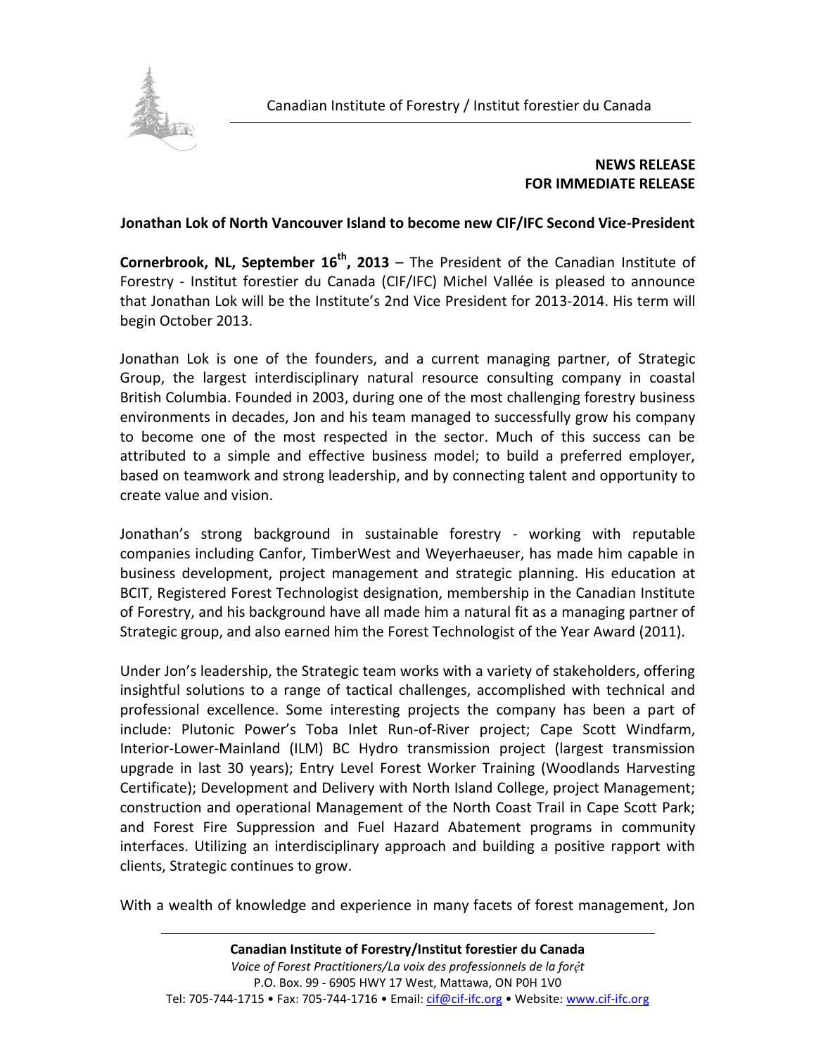Canadian Institute of Forestry / Institut forestier du Canada

**NEWS RELEASE**
**FOR IMMEDIATE RELEASE**

**Jonathan Lok of North Vancouver Island to become new CIF/IFC Second Vice-President**

**Cornerbrook, NL, September 16th, 2013** – The President of the Canadian Institute of Forestry - Institut forestier du Canada (CIF/IFC) Michel Vallée is pleased to announce that Jonathan Lok will be the Institute's 2nd Vice President for 2013-2014. His term will begin October 2013.

Jonathan Lok is one of the founders, and a current managing partner, of Strategic Group, the largest interdisciplinary natural resource consulting company in coastal British Columbia. Founded in 2003, during one of the most challenging forestry business environments in decades, Jon and his team managed to successfully grow his company to become one of the most respected in the sector. Much of this success can be attributed to a simple and effective business model; to build a preferred employer, based on teamwork and strong leadership, and by connecting talent and opportunity to create value and vision.

Jonathan's strong background in sustainable forestry - working with reputable companies including Canfor, TimberWest and Weyerhaeuser, has made him capable in business development, project management and strategic planning. His education at BCIT, Registered Forest Technologist designation, membership in the Canadian Institute of Forestry, and his background have all made him a natural fit as a managing partner of Strategic group, and also earned him the Forest Technologist of the Year Award (2011).

Under Jon's leadership, the Strategic team works with a variety of stakeholders, offering insightful solutions to a range of tactical challenges, accomplished with technical and professional excellence. Some interesting projects the company has been a part of include: Plutonic Power's Toba Inlet Run-of-River project; Cape Scott Windfarm, Interior-Lower-Mainland (ILM) BC Hydro transmission project (largest transmission upgrade in last 30 years); Entry Level Forest Worker Training (Woodlands Harvesting Certificate); Development and Delivery with North Island College, project Management; construction and operational Management of the North Coast Trail in Cape Scott Park; and Forest Fire Suppression and Fuel Hazard Abatement programs in community interfaces. Utilizing an interdisciplinary approach and building a positive rapport with clients, Strategic continues to grow.

With a wealth of knowledge and experience in many facets of forest management, Jon

**Canadian Institute of Forestry/Institut forestier du Canada**
*Voice of Forest Practitioners/La voix des professionnels de la forêt*
P.O. Box. 99 - 6905 HWY 17 West, Mattawa, ON P0H 1V0
Tel: 705-744-1715 • Fax: 705-744-1716 • Email: cif@cif-ifc.org • Website: www.cif-ifc.org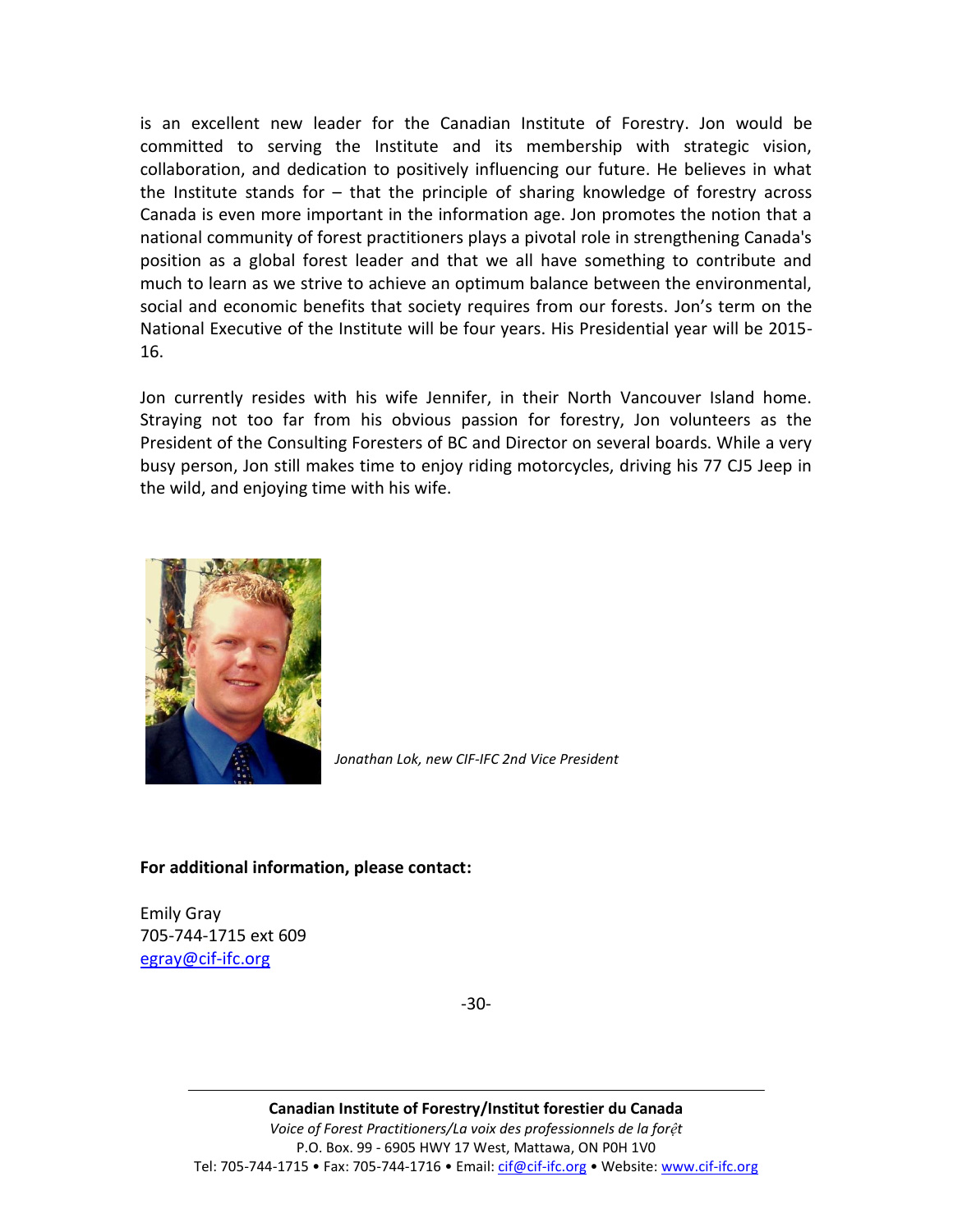is an excellent new leader for the Canadian Institute of Forestry. Jon would be committed to serving the Institute and its membership with strategic vision, collaboration, and dedication to positively influencing our future. He believes in what the Institute stands for – that the principle of sharing knowledge of forestry across Canada is even more important in the information age. Jon promotes the notion that a national community of forest practitioners plays a pivotal role in strengthening Canada's position as a global forest leader and that we all have something to contribute and much to learn as we strive to achieve an optimum balance between the environmental, social and economic benefits that society requires from our forests. Jon's term on the National Executive of the Institute will be four years. His Presidential year will be 2015-16.

Jon currently resides with his wife Jennifer, in their North Vancouver Island home. Straying not too far from his obvious passion for forestry, Jon volunteers as the President of the Consulting Foresters of BC and Director on several boards. While a very busy person, Jon still makes time to enjoy riding motorcycles, driving his 77 CJ5 Jeep in the wild, and enjoying time with his wife.

*Jonathan Lok, new CIF-IFC 2nd Vice President*

**For additional information, please contact:**

Emily Gray
705-744-1715 ext 609
egray@cif-ifc.org

-30-

**Canadian Institute of Forestry/Institut forestier du Canada**
*Voice of Forest Practitioners/La voix des professionnels de la forêt*
P.O. Box. 99 - 6905 HWY 17 West, Mattawa, ON P0H 1V0
Tel: 705-744-1715 • Fax: 705-744-1716 • Email: cif@cif-ifc.org • Website: www.cif-ifc.org